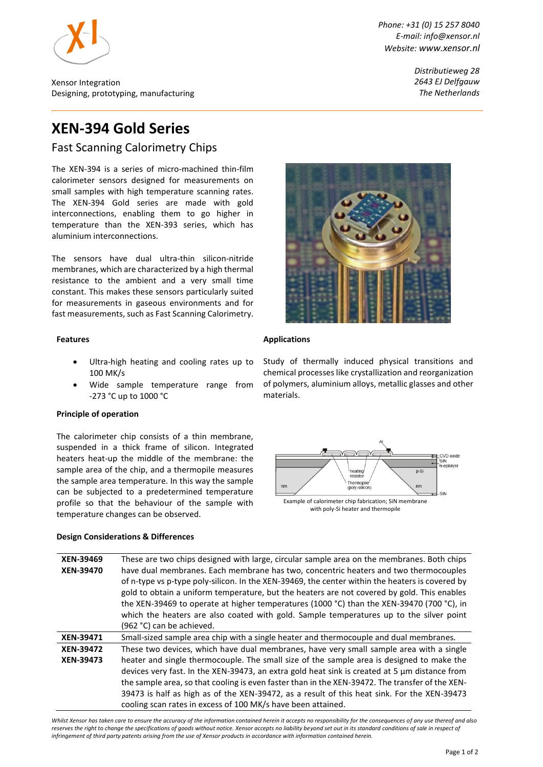Xensor Integration
Designing, prototyping, manufacturing

*Phone: +31 (0) 15 257 8040*
*E-mail: info@xensor.nl*
*Website: www.xensor.nl*

*Distributieweg 28*
*2643 EJ Delfgauw*
*The Netherlands*

# XEN-394 Gold Series

## Fast Scanning Calorimetry Chips

The XEN-394 is a series of micro-machined thin-film calorimeter sensors designed for measurements on small samples with high temperature scanning rates. The XEN-394 Gold series are made with gold interconnections, enabling them to go higher in temperature than the XEN-393 series, which has aluminium interconnections.

The sensors have dual ultra-thin silicon-nitride membranes, which are characterized by a high thermal resistance to the ambient and a very small time constant. This makes these sensors particularly suited for measurements in gaseous environments and for fast measurements, such as Fast Scanning Calorimetry.

### Features

- Ultra-high heating and cooling rates up to 100 MK/s
- Wide sample temperature range from -273 °C up to 1000 °C

### Applications

Study of thermally induced physical transitions and chemical processes like crystallization and reorganization of polymers, aluminium alloys, metallic glasses and other materials.

### Principle of operation

The calorimeter chip consists of a thin membrane, suspended in a thick frame of silicon. Integrated heaters heat-up the middle of the membrane: the sample area of the chip, and a thermopile measures the sample area temperature. In this way the sample can be subjected to a predetermined temperature profile so that the behaviour of the sample with temperature changes can be observed.

Example of calorimeter chip fabrication; SiN membrane with poly-Si heater and thermopile

### Design Considerations & Differences

| | |
|---|---|
| **XEN-39469** **XEN-39470** | These are two chips designed with large, circular sample area on the membranes. Both chips have dual membranes. Each membrane has two, concentric heaters and two thermocouples of n-type vs p-type poly-silicon. In the XEN-39469, the center within the heaters is covered by gold to obtain a uniform temperature, but the heaters are not covered by gold. This enables the XEN-39469 to operate at higher temperatures (1000 °C) than the XEN-39470 (700 °C), in which the heaters are also coated with gold. Sample temperatures up to the silver point (962 °C) can be achieved. |
| **XEN-39471** | Small-sized sample area chip with a single heater and thermocouple and dual membranes. |
| **XEN-39472** **XEN-39473** | These two devices, which have dual membranes, have very small sample area with a single heater and single thermocouple. The small size of the sample area is designed to make the devices very fast. In the XEN-39473, an extra gold heat sink is created at 5 µm distance from the sample area, so that cooling is even faster than in the XEN-39472. The transfer of the XEN-39473 is half as high as of the XEN-39472, as a result of this heat sink. For the XEN-39473 cooling scan rates in excess of 100 MK/s have been attained. |

*Whilst Xensor has taken care to ensure the accuracy of the information contained herein it accepts no responsibility for the consequences of any use thereof and also reserves the right to change the specifications of goods without notice. Xensor accepts no liability beyond set out in its standard conditions of sale in respect of infringement of third party patents arising from the use of Xensor products in accordance with information contained herein.*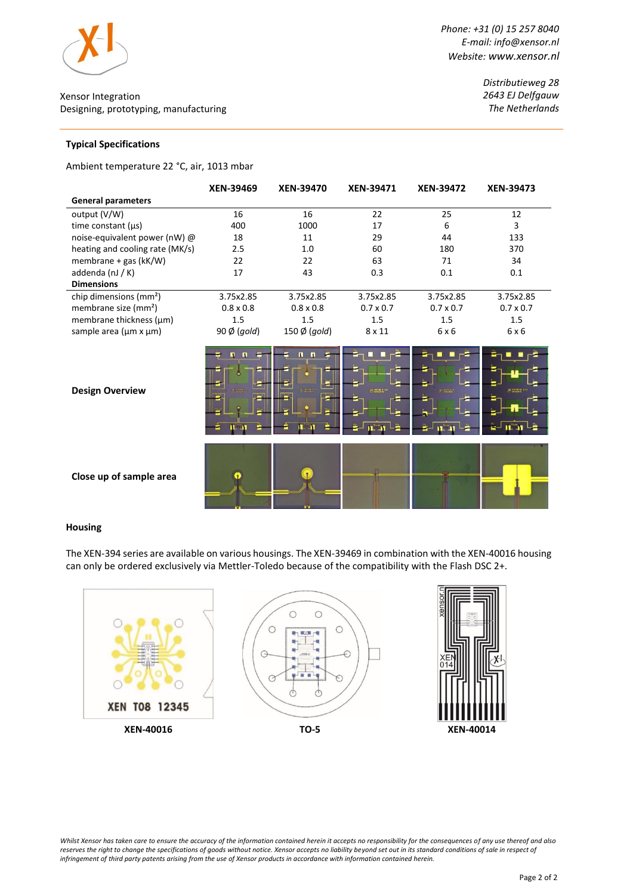Xensor Integration
Designing, prototyping, manufacturing

*Phone: +31 (0) 15 257 8040*
*E-mail: info@xensor.nl*
*Website: www.xensor.nl*

*Distributieweg 28*
*2643 EJ Delfgauw*
*The Netherlands*

**Typical Specifications**

Ambient temperature 22 °C, air, 1013 mbar

| | XEN-39469 | XEN-39470 | XEN-39471 | XEN-39472 | XEN-39473 |
|---|---|---|---|---|---|
| **General parameters** | | | | | |
| output (V/W) | 16 | 16 | 22 | 25 | 12 |
| time constant (µs) | 400 | 1000 | 17 | 6 | 3 |
| noise-equivalent power (nW) @ | 18 | 11 | 29 | 44 | 133 |
| heating and cooling rate (MK/s) | 2.5 | 1.0 | 60 | 180 | 370 |
| membrane + gas (kK/W) | 22 | 22 | 63 | 71 | 34 |
| addenda (nJ / K) | 17 | 43 | 0.3 | 0.1 | 0.1 |
| **Dimensions** | | | | | |
| chip dimensions (mm²) | 3.75x2.85 | 3.75x2.85 | 3.75x2.85 | 3.75x2.85 | 3.75x2.85 |
| membrane size (mm²) | 0.8 x 0.8 | 0.8 x 0.8 | 0.7 x 0.7 | 0.7 x 0.7 | 0.7 x 0.7 |
| membrane thickness (µm) | 1.5 | 1.5 | 1.5 | 1.5 | 1.5 |
| sample area (µm x µm) | 90 Ø *(gold)* | 150 Ø *(gold)* | 8 x 11 | 6 x 6 | 6 x 6 |

**Design Overview**

**Close up of sample area**

**Housing**

The XEN-394 series are available on various housings. The XEN-39469 in combination with the XEN-40016 housing can only be ordered exclusively via Mettler-Toledo because of the compatibility with the Flash DSC 2+.

XEN T08 12345

**XEN-40016**

**TO-5**

**XEN-40014**

*Whilst Xensor has taken care to ensure the accuracy of the information contained herein it accepts no responsibility for the consequences of any use thereof and also reserves the right to change the specifications of goods without notice. Xensor accepts no liability beyond set out in its standard conditions of sale in respect of infringement of third party patents arising from the use of Xensor products in accordance with information contained herein.*